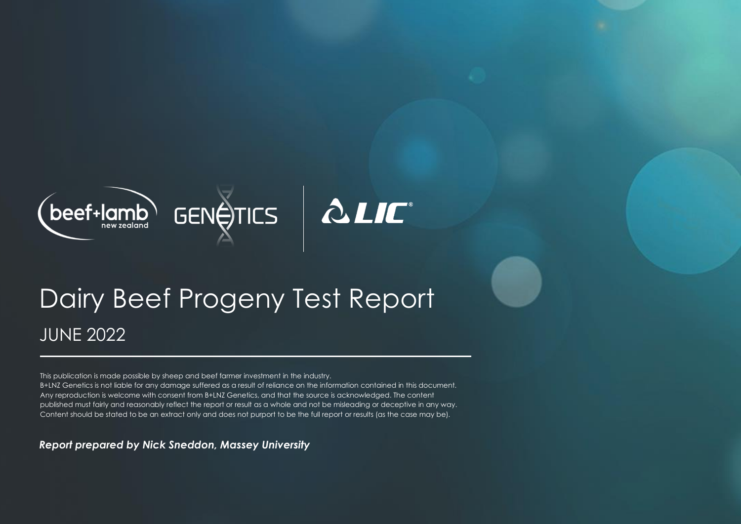beef+lamb new zealand GENETICS | LIC

# Dairy Beef Progeny Test Report

## JUNE 2022

This publication is made possible by sheep and beef farmer investment in the industry.
B+LNZ Genetics is not liable for any damage suffered as a result of reliance on the information contained in this document. Any reproduction is welcome with consent from B+LNZ Genetics, and that the source is acknowledged. The content published must fairly and reasonably reflect the report or result as a whole and not be misleading or deceptive in any way. Content should be stated to be an extract only and does not purport to be the full report or results (as the case may be).

***Report prepared by Nick Sneddon, Massey University***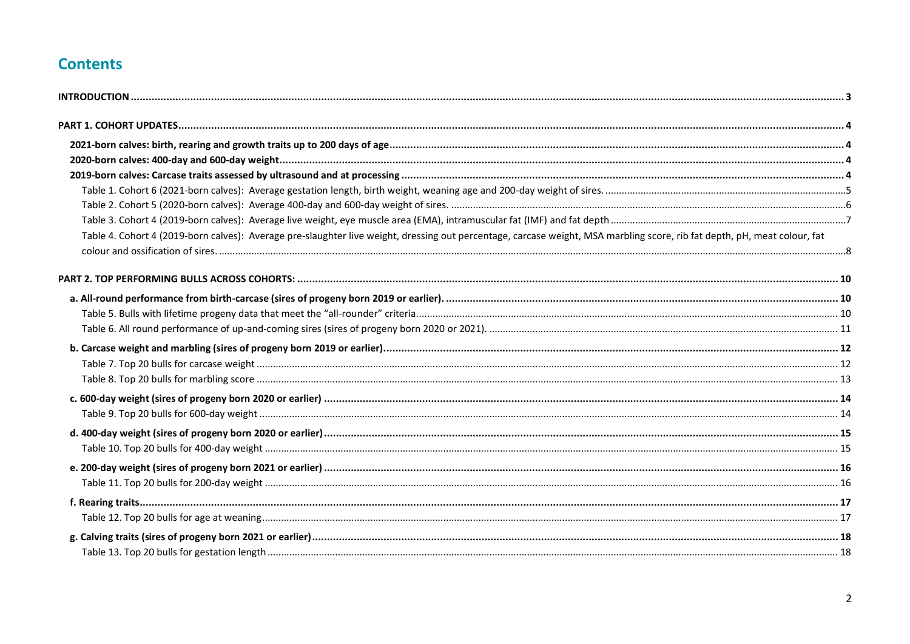# Contents

**INTRODUCTION** .......... 3

**PART 1. COHORT UPDATES** .......... 4

**2021-born calves: birth, rearing and growth traits up to 200 days of age** .......... 4

**2020-born calves: 400-day and 600-day weight** .......... 4

**2019-born calves: Carcase traits assessed by ultrasound and at processing** .......... 4

Table 1. Cohort 6 (2021-born calves): Average gestation length, birth weight, weaning age and 200-day weight of sires. .......... 5

Table 2. Cohort 5 (2020-born calves): Average 400-day and 600-day weight of sires. .......... 6

Table 3. Cohort 4 (2019-born calves): Average live weight, eye muscle area (EMA), intramuscular fat (IMF) and fat depth .......... 7

Table 4. Cohort 4 (2019-born calves): Average pre-slaughter live weight, dressing out percentage, carcase weight, MSA marbling score, rib fat depth, pH, meat colour, fat colour and ossification of sires. .......... 8

**PART 2. TOP PERFORMING BULLS ACROSS COHORTS:** .......... 10

**a. All-round performance from birth-carcase (sires of progeny born 2019 or earlier).** .......... 10

Table 5. Bulls with lifetime progeny data that meet the "all-rounder" criteria .......... 10

Table 6. All round performance of up-and-coming sires (sires of progeny born 2020 or 2021). .......... 11

**b. Carcase weight and marbling (sires of progeny born 2019 or earlier)** .......... 12

Table 7. Top 20 bulls for carcase weight .......... 12

Table 8. Top 20 bulls for marbling score .......... 13

**c. 600-day weight (sires of progeny born 2020 or earlier)** .......... 14

Table 9. Top 20 bulls for 600-day weight .......... 14

**d. 400-day weight (sires of progeny born 2020 or earlier)** .......... 15

Table 10. Top 20 bulls for 400-day weight .......... 15

**e. 200-day weight (sires of progeny born 2021 or earlier)** .......... 16

Table 11. Top 20 bulls for 200-day weight .......... 16

**f. Rearing traits** .......... 17

Table 12. Top 20 bulls for age at weaning .......... 17

**g. Calving traits (sires of progeny born 2021 or earlier)** .......... 18

Table 13. Top 20 bulls for gestation length .......... 18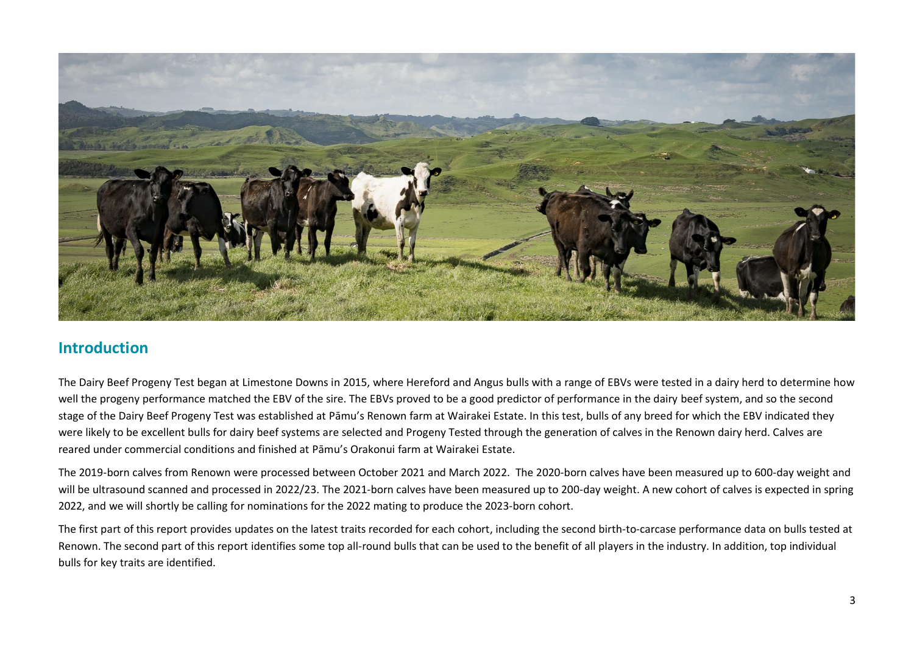## Introduction

The Dairy Beef Progeny Test began at Limestone Downs in 2015, where Hereford and Angus bulls with a range of EBVs were tested in a dairy herd to determine how well the progeny performance matched the EBV of the sire. The EBVs proved to be a good predictor of performance in the dairy beef system, and so the second stage of the Dairy Beef Progeny Test was established at Pāmu's Renown farm at Wairakei Estate. In this test, bulls of any breed for which the EBV indicated they were likely to be excellent bulls for dairy beef systems are selected and Progeny Tested through the generation of calves in the Renown dairy herd. Calves are reared under commercial conditions and finished at Pāmu's Orakonui farm at Wairakei Estate.

The 2019-born calves from Renown were processed between October 2021 and March 2022. The 2020-born calves have been measured up to 600-day weight and will be ultrasound scanned and processed in 2022/23. The 2021-born calves have been measured up to 200-day weight. A new cohort of calves is expected in spring 2022, and we will shortly be calling for nominations for the 2022 mating to produce the 2023-born cohort.

The first part of this report provides updates on the latest traits recorded for each cohort, including the second birth-to-carcase performance data on bulls tested at Renown. The second part of this report identifies some top all-round bulls that can be used to the benefit of all players in the industry. In addition, top individual bulls for key traits are identified.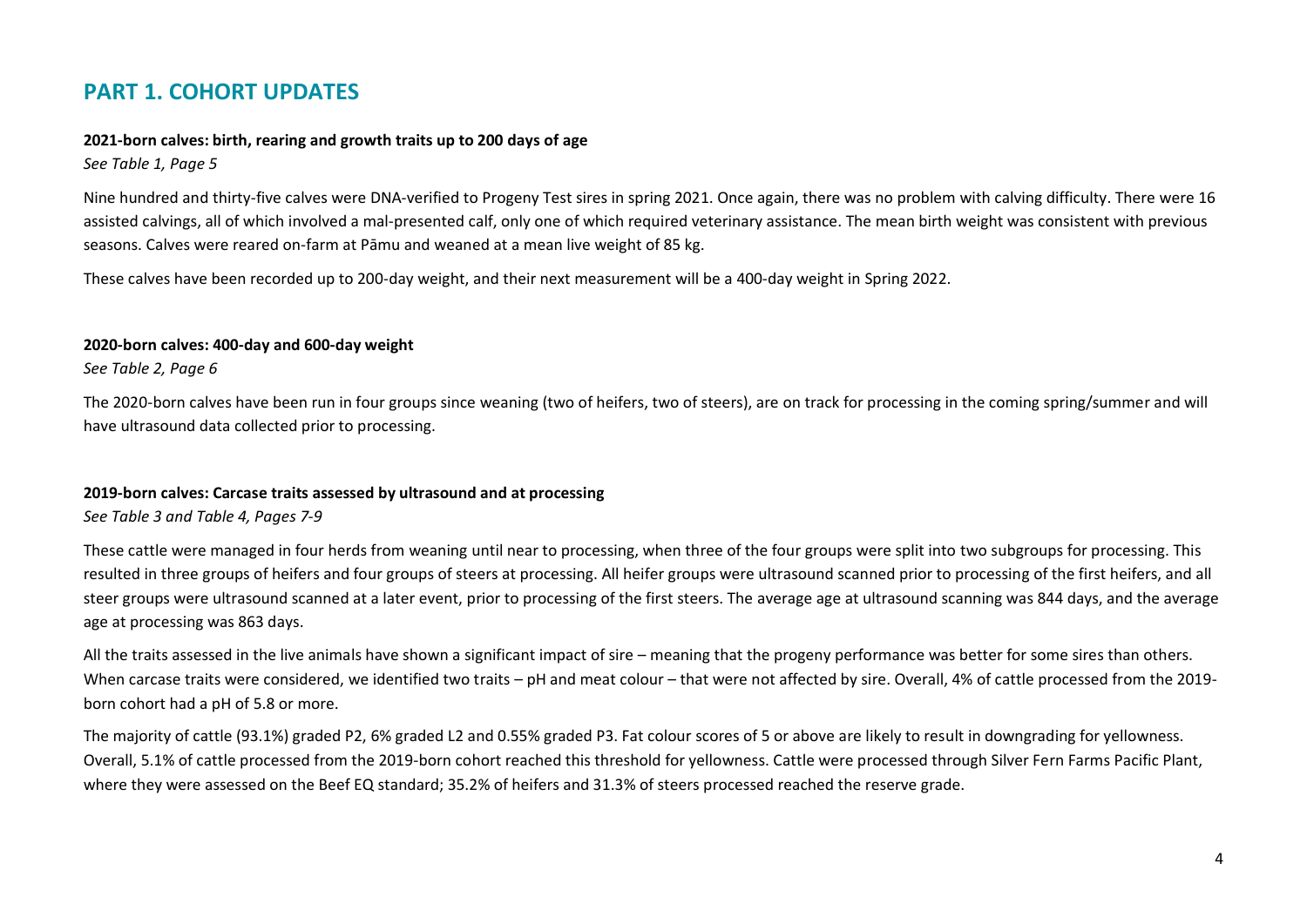# PART 1. COHORT UPDATES

**2021-born calves: birth, rearing and growth traits up to 200 days of age**

*See Table 1, Page 5*

Nine hundred and thirty-five calves were DNA-verified to Progeny Test sires in spring 2021. Once again, there was no problem with calving difficulty. There were 16 assisted calvings, all of which involved a mal-presented calf, only one of which required veterinary assistance. The mean birth weight was consistent with previous seasons. Calves were reared on-farm at Pāmu and weaned at a mean live weight of 85 kg.

These calves have been recorded up to 200-day weight, and their next measurement will be a 400-day weight in Spring 2022.

**2020-born calves: 400-day and 600-day weight**

*See Table 2, Page 6*

The 2020-born calves have been run in four groups since weaning (two of heifers, two of steers), are on track for processing in the coming spring/summer and will have ultrasound data collected prior to processing.

**2019-born calves: Carcase traits assessed by ultrasound and at processing**

*See Table 3 and Table 4, Pages 7-9*

These cattle were managed in four herds from weaning until near to processing, when three of the four groups were split into two subgroups for processing. This resulted in three groups of heifers and four groups of steers at processing. All heifer groups were ultrasound scanned prior to processing of the first heifers, and all steer groups were ultrasound scanned at a later event, prior to processing of the first steers. The average age at ultrasound scanning was 844 days, and the average age at processing was 863 days.

All the traits assessed in the live animals have shown a significant impact of sire – meaning that the progeny performance was better for some sires than others. When carcase traits were considered, we identified two traits – pH and meat colour – that were not affected by sire. Overall, 4% of cattle processed from the 2019-born cohort had a pH of 5.8 or more.

The majority of cattle (93.1%) graded P2, 6% graded L2 and 0.55% graded P3. Fat colour scores of 5 or above are likely to result in downgrading for yellowness. Overall, 5.1% of cattle processed from the 2019-born cohort reached this threshold for yellowness. Cattle were processed through Silver Fern Farms Pacific Plant, where they were assessed on the Beef EQ standard; 35.2% of heifers and 31.3% of steers processed reached the reserve grade.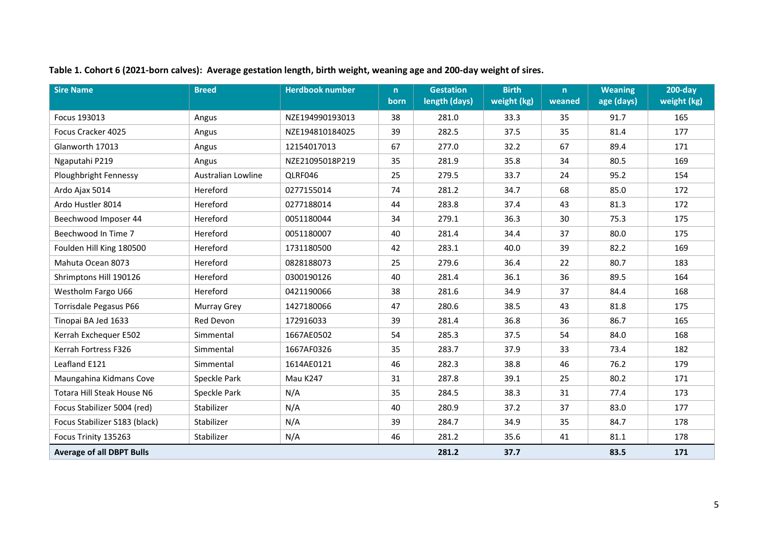**Table 1. Cohort 6 (2021-born calves): Average gestation length, birth weight, weaning age and 200-day weight of sires.**

| Sire Name | Breed | Herdbook number | n born | Gestation length (days) | Birth weight (kg) | n weaned | Weaning age (days) | 200-day weight (kg) |
|---|---|---|---|---|---|---|---|---|
| Focus 193013 | Angus | NZE194990193013 | 38 | 281.0 | 33.3 | 35 | 91.7 | 165 |
| Focus Cracker 4025 | Angus | NZE194810184025 | 39 | 282.5 | 37.5 | 35 | 81.4 | 177 |
| Glanworth 17013 | Angus | 12154017013 | 67 | 277.0 | 32.2 | 67 | 89.4 | 171 |
| Ngaputahi P219 | Angus | NZE21095018P219 | 35 | 281.9 | 35.8 | 34 | 80.5 | 169 |
| Ploughbright Fennessy | Australian Lowline | QLRF046 | 25 | 279.5 | 33.7 | 24 | 95.2 | 154 |
| Ardo Ajax 5014 | Hereford | 0277155014 | 74 | 281.2 | 34.7 | 68 | 85.0 | 172 |
| Ardo Hustler 8014 | Hereford | 0277188014 | 44 | 283.8 | 37.4 | 43 | 81.3 | 172 |
| Beechwood Imposer 44 | Hereford | 0051180044 | 34 | 279.1 | 36.3 | 30 | 75.3 | 175 |
| Beechwood In Time 7 | Hereford | 0051180007 | 40 | 281.4 | 34.4 | 37 | 80.0 | 175 |
| Foulden Hill King 180500 | Hereford | 1731180500 | 42 | 283.1 | 40.0 | 39 | 82.2 | 169 |
| Mahuta Ocean 8073 | Hereford | 0828188073 | 25 | 279.6 | 36.4 | 22 | 80.7 | 183 |
| Shrimptons Hill 190126 | Hereford | 0300190126 | 40 | 281.4 | 36.1 | 36 | 89.5 | 164 |
| Westholm Fargo U66 | Hereford | 0421190066 | 38 | 281.6 | 34.9 | 37 | 84.4 | 168 |
| Torrisdale Pegasus P66 | Murray Grey | 1427180066 | 47 | 280.6 | 38.5 | 43 | 81.8 | 175 |
| Tinopai BA Jed 1633 | Red Devon | 172916033 | 39 | 281.4 | 36.8 | 36 | 86.7 | 165 |
| Kerrah Exchequer E502 | Simmental | 1667AE0502 | 54 | 285.3 | 37.5 | 54 | 84.0 | 168 |
| Kerrah Fortress F326 | Simmental | 1667AF0326 | 35 | 283.7 | 37.9 | 33 | 73.4 | 182 |
| Leafland E121 | Simmental | 1614AE0121 | 46 | 282.3 | 38.8 | 46 | 76.2 | 179 |
| Maungahina Kidmans Cove | Speckle Park | Mau K247 | 31 | 287.8 | 39.1 | 25 | 80.2 | 171 |
| Totara Hill Steak House N6 | Speckle Park | N/A | 35 | 284.5 | 38.3 | 31 | 77.4 | 173 |
| Focus Stabilizer 5004 (red) | Stabilizer | N/A | 40 | 280.9 | 37.2 | 37 | 83.0 | 177 |
| Focus Stabilizer S183 (black) | Stabilizer | N/A | 39 | 284.7 | 34.9 | 35 | 84.7 | 178 |
| Focus Trinity 135263 | Stabilizer | N/A | 46 | 281.2 | 35.6 | 41 | 81.1 | 178 |
| **Average of all DBPT Bulls** | | | | **281.2** | **37.7** | | **83.5** | **171** |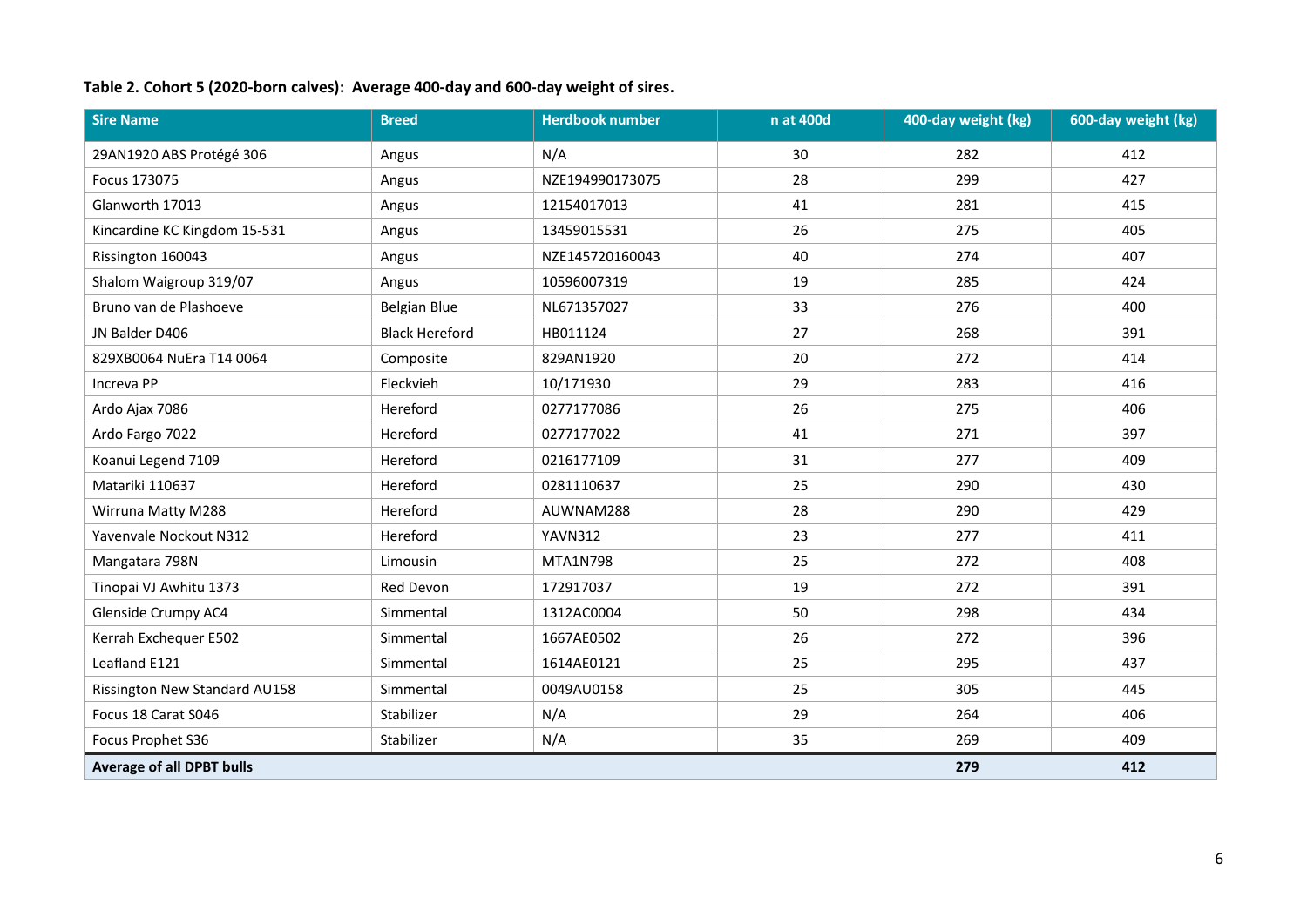**Table 2. Cohort 5 (2020-born calves): Average 400-day and 600-day weight of sires.**

| Sire Name | Breed | Herdbook number | n at 400d | 400-day weight (kg) | 600-day weight (kg) |
|---|---|---|---|---|---|
| 29AN1920 ABS Protégé 306 | Angus | N/A | 30 | 282 | 412 |
| Focus 173075 | Angus | NZE194990173075 | 28 | 299 | 427 |
| Glanworth 17013 | Angus | 12154017013 | 41 | 281 | 415 |
| Kincardine KC Kingdom 15-531 | Angus | 13459015531 | 26 | 275 | 405 |
| Rissington 160043 | Angus | NZE145720160043 | 40 | 274 | 407 |
| Shalom Waigroup 319/07 | Angus | 10596007319 | 19 | 285 | 424 |
| Bruno van de Plashoeve | Belgian Blue | NL671357027 | 33 | 276 | 400 |
| JN Balder D406 | Black Hereford | HB011124 | 27 | 268 | 391 |
| 829XB0064 NuEra T14 0064 | Composite | 829AN1920 | 20 | 272 | 414 |
| Increva PP | Fleckvieh | 10/171930 | 29 | 283 | 416 |
| Ardo Ajax 7086 | Hereford | 0277177086 | 26 | 275 | 406 |
| Ardo Fargo 7022 | Hereford | 0277177022 | 41 | 271 | 397 |
| Koanui Legend 7109 | Hereford | 0216177109 | 31 | 277 | 409 |
| Matariki 110637 | Hereford | 0281110637 | 25 | 290 | 430 |
| Wirruna Matty M288 | Hereford | AUWNAM288 | 28 | 290 | 429 |
| Yavenvale Nockout N312 | Hereford | YAVN312 | 23 | 277 | 411 |
| Mangatara 798N | Limousin | MTA1N798 | 25 | 272 | 408 |
| Tinopai VJ Awhitu 1373 | Red Devon | 172917037 | 19 | 272 | 391 |
| Glenside Crumpy AC4 | Simmental | 1312AC0004 | 50 | 298 | 434 |
| Kerrah Exchequer E502 | Simmental | 1667AE0502 | 26 | 272 | 396 |
| Leafland E121 | Simmental | 1614AE0121 | 25 | 295 | 437 |
| Rissington New Standard AU158 | Simmental | 0049AU0158 | 25 | 305 | 445 |
| Focus 18 Carat S046 | Stabilizer | N/A | 29 | 264 | 406 |
| Focus Prophet S36 | Stabilizer | N/A | 35 | 269 | 409 |
| **Average of all DPBT bulls** | | | | **279** | **412** |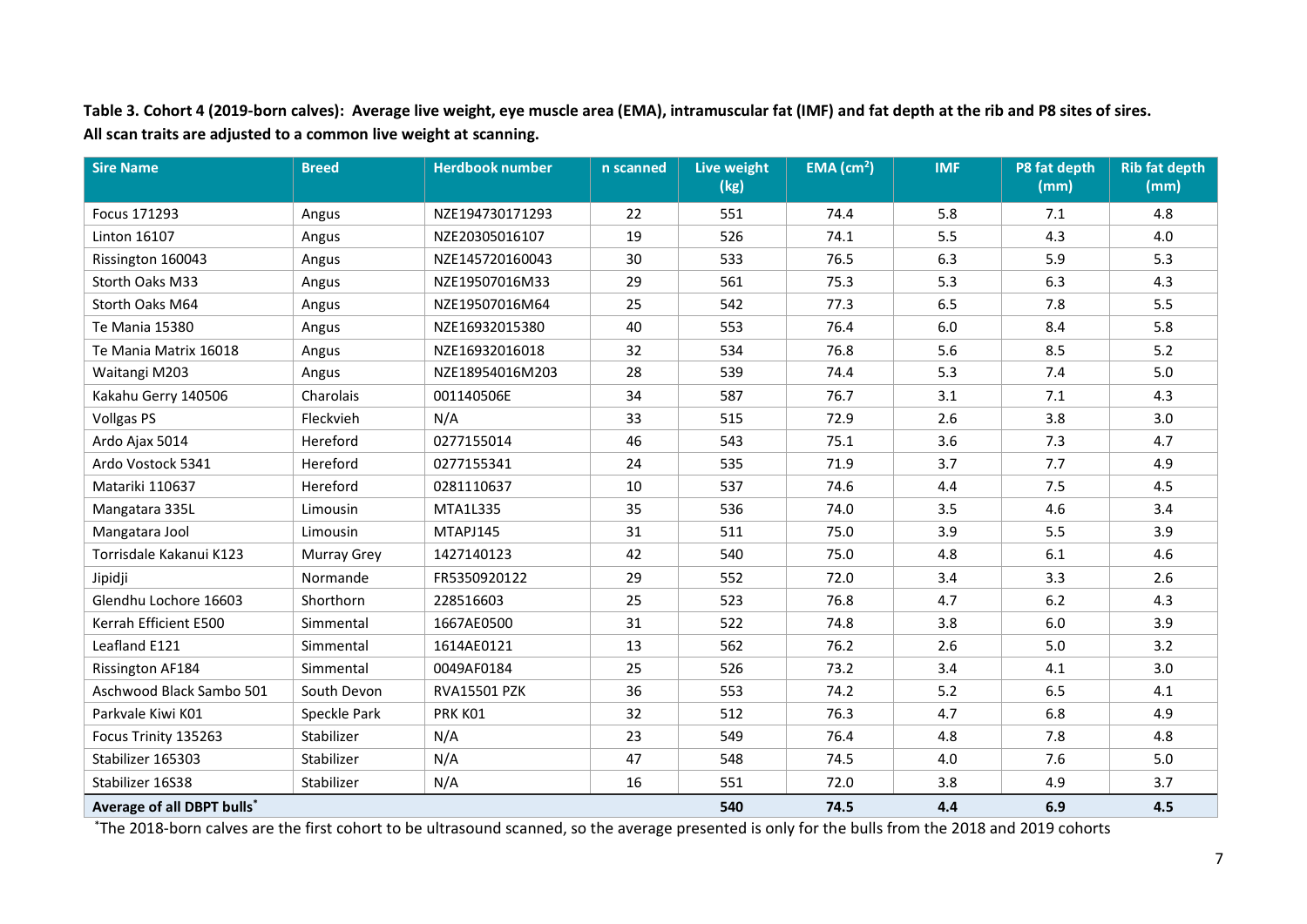**Table 3. Cohort 4 (2019-born calves): Average live weight, eye muscle area (EMA), intramuscular fat (IMF) and fat depth at the rib and P8 sites of sires. All scan traits are adjusted to a common live weight at scanning.**

| Sire Name | Breed | Herdbook number | n scanned | Live weight (kg) | EMA ($cm^2$) | IMF | P8 fat depth (mm) | Rib fat depth (mm) |
|---|---|---|---|---|---|---|---|---|
| Focus 171293 | Angus | NZE194730171293 | 22 | 551 | 74.4 | 5.8 | 7.1 | 4.8 |
| Linton 16107 | Angus | NZE20305016107 | 19 | 526 | 74.1 | 5.5 | 4.3 | 4.0 |
| Rissington 160043 | Angus | NZE145720160043 | 30 | 533 | 76.5 | 6.3 | 5.9 | 5.3 |
| Storth Oaks M33 | Angus | NZE19507016M33 | 29 | 561 | 75.3 | 5.3 | 6.3 | 4.3 |
| Storth Oaks M64 | Angus | NZE19507016M64 | 25 | 542 | 77.3 | 6.5 | 7.8 | 5.5 |
| Te Mania 15380 | Angus | NZE16932015380 | 40 | 553 | 76.4 | 6.0 | 8.4 | 5.8 |
| Te Mania Matrix 16018 | Angus | NZE16932016018 | 32 | 534 | 76.8 | 5.6 | 8.5 | 5.2 |
| Waitangi M203 | Angus | NZE18954016M203 | 28 | 539 | 74.4 | 5.3 | 7.4 | 5.0 |
| Kakahu Gerry 140506 | Charolais | 001140506E | 34 | 587 | 76.7 | 3.1 | 7.1 | 4.3 |
| Vollgas PS | Fleckvieh | N/A | 33 | 515 | 72.9 | 2.6 | 3.8 | 3.0 |
| Ardo Ajax 5014 | Hereford | 0277155014 | 46 | 543 | 75.1 | 3.6 | 7.3 | 4.7 |
| Ardo Vostock 5341 | Hereford | 0277155341 | 24 | 535 | 71.9 | 3.7 | 7.7 | 4.9 |
| Matariki 110637 | Hereford | 0281110637 | 10 | 537 | 74.6 | 4.4 | 7.5 | 4.5 |
| Mangatara 335L | Limousin | MTA1L335 | 35 | 536 | 74.0 | 3.5 | 4.6 | 3.4 |
| Mangatara Jool | Limousin | MTAPJ145 | 31 | 511 | 75.0 | 3.9 | 5.5 | 3.9 |
| Torrisdale Kakanui K123 | Murray Grey | 1427140123 | 42 | 540 | 75.0 | 4.8 | 6.1 | 4.6 |
| Jipidji | Normande | FR5350920122 | 29 | 552 | 72.0 | 3.4 | 3.3 | 2.6 |
| Glendhu Lochore 16603 | Shorthorn | 228516603 | 25 | 523 | 76.8 | 4.7 | 6.2 | 4.3 |
| Kerrah Efficient E500 | Simmental | 1667AE0500 | 31 | 522 | 74.8 | 3.8 | 6.0 | 3.9 |
| Leafland E121 | Simmental | 1614AE0121 | 13 | 562 | 76.2 | 2.6 | 5.0 | 3.2 |
| Rissington AF184 | Simmental | 0049AF0184 | 25 | 526 | 73.2 | 3.4 | 4.1 | 3.0 |
| Aschwood Black Sambo 501 | South Devon | RVA15501 PZK | 36 | 553 | 74.2 | 5.2 | 6.5 | 4.1 |
| Parkvale Kiwi K01 | Speckle Park | PRK K01 | 32 | 512 | 76.3 | 4.7 | 6.8 | 4.9 |
| Focus Trinity 135263 | Stabilizer | N/A | 23 | 549 | 76.4 | 4.8 | 7.8 | 4.8 |
| Stabilizer 165303 | Stabilizer | N/A | 47 | 548 | 74.5 | 4.0 | 7.6 | 5.0 |
| Stabilizer 16S38 | Stabilizer | N/A | 16 | 551 | 72.0 | 3.8 | 4.9 | 3.7 |
| **Average of all DBPT bulls*** | | | | **540** | **74.5** | **4.4** | **6.9** | **4.5** |

*The 2018-born calves are the first cohort to be ultrasound scanned, so the average presented is only for the bulls from the 2018 and 2019 cohorts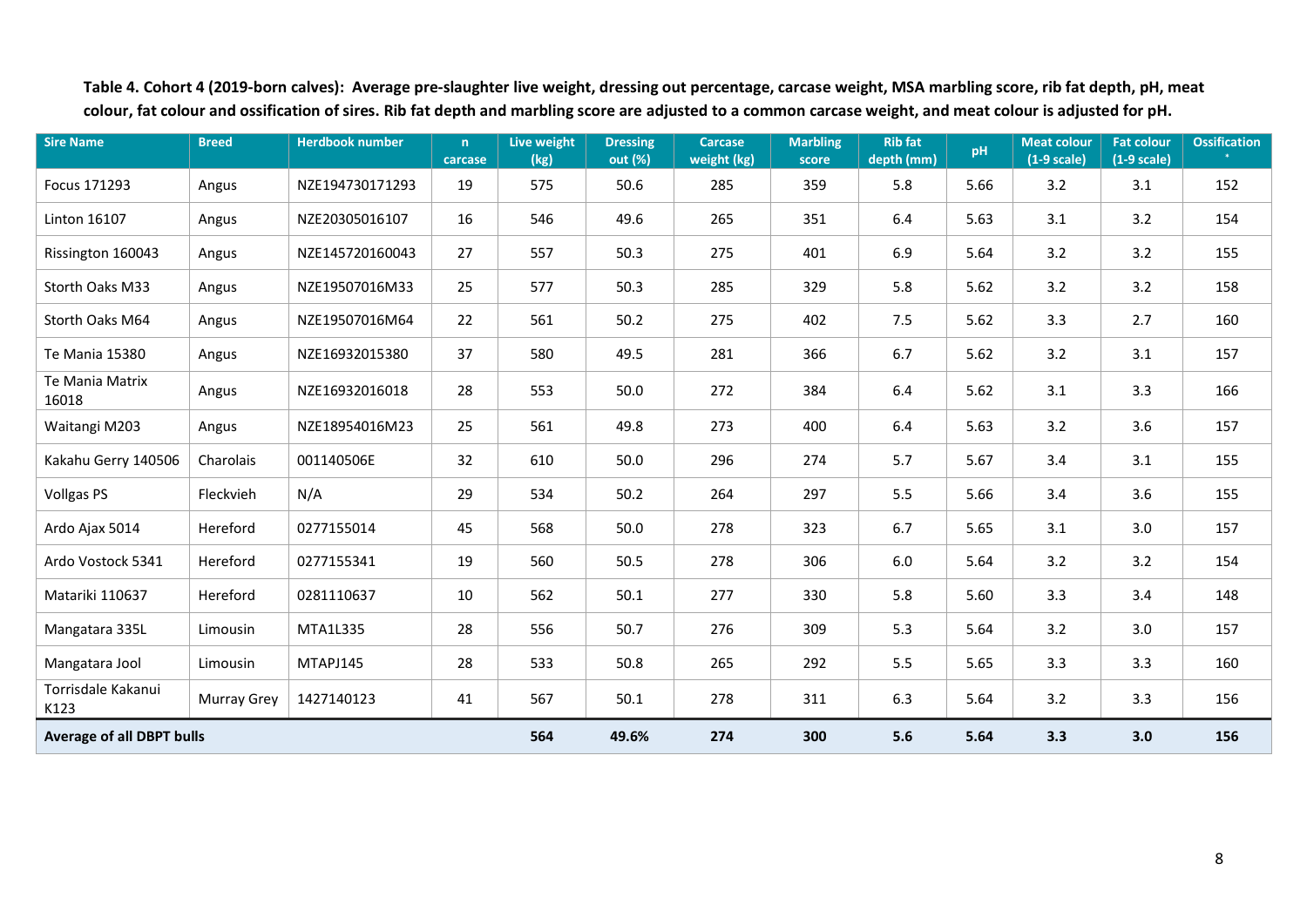**Table 4. Cohort 4 (2019-born calves): Average pre-slaughter live weight, dressing out percentage, carcase weight, MSA marbling score, rib fat depth, pH, meat colour, fat colour and ossification of sires. Rib fat depth and marbling score are adjusted to a common carcase weight, and meat colour is adjusted for pH.**

| Sire Name | Breed | Herdbook number | n carcase | Live weight (kg) | Dressing out (%) | Carcase weight (kg) | Marbling score | Rib fat depth (mm) | pH | Meat colour (1-9 scale) | Fat colour (1-9 scale) | Ossification * |
|---|---|---|---|---|---|---|---|---|---|---|---|---|
| Focus 171293 | Angus | NZE194730171293 | 19 | 575 | 50.6 | 285 | 359 | 5.8 | 5.66 | 3.2 | 3.1 | 152 |
| Linton 16107 | Angus | NZE20305016107 | 16 | 546 | 49.6 | 265 | 351 | 6.4 | 5.63 | 3.1 | 3.2 | 154 |
| Rissington 160043 | Angus | NZE145720160043 | 27 | 557 | 50.3 | 275 | 401 | 6.9 | 5.64 | 3.2 | 3.2 | 155 |
| Storth Oaks M33 | Angus | NZE19507016M33 | 25 | 577 | 50.3 | 285 | 329 | 5.8 | 5.62 | 3.2 | 3.2 | 158 |
| Storth Oaks M64 | Angus | NZE19507016M64 | 22 | 561 | 50.2 | 275 | 402 | 7.5 | 5.62 | 3.3 | 2.7 | 160 |
| Te Mania 15380 | Angus | NZE16932015380 | 37 | 580 | 49.5 | 281 | 366 | 6.7 | 5.62 | 3.2 | 3.1 | 157 |
| Te Mania Matrix 16018 | Angus | NZE16932016018 | 28 | 553 | 50.0 | 272 | 384 | 6.4 | 5.62 | 3.1 | 3.3 | 166 |
| Waitangi M203 | Angus | NZE18954016M23 | 25 | 561 | 49.8 | 273 | 400 | 6.4 | 5.63 | 3.2 | 3.6 | 157 |
| Kakahu Gerry 140506 | Charolais | 001140506E | 32 | 610 | 50.0 | 296 | 274 | 5.7 | 5.67 | 3.4 | 3.1 | 155 |
| Vollgas PS | Fleckvieh | N/A | 29 | 534 | 50.2 | 264 | 297 | 5.5 | 5.66 | 3.4 | 3.6 | 155 |
| Ardo Ajax 5014 | Hereford | 0277155014 | 45 | 568 | 50.0 | 278 | 323 | 6.7 | 5.65 | 3.1 | 3.0 | 157 |
| Ardo Vostock 5341 | Hereford | 0277155341 | 19 | 560 | 50.5 | 278 | 306 | 6.0 | 5.64 | 3.2 | 3.2 | 154 |
| Matariki 110637 | Hereford | 0281110637 | 10 | 562 | 50.1 | 277 | 330 | 5.8 | 5.60 | 3.3 | 3.4 | 148 |
| Mangatara 335L | Limousin | MTA1L335 | 28 | 556 | 50.7 | 276 | 309 | 5.3 | 5.64 | 3.2 | 3.0 | 157 |
| Mangatara Jool | Limousin | MTAPJ145 | 28 | 533 | 50.8 | 265 | 292 | 5.5 | 5.65 | 3.3 | 3.3 | 160 |
| Torrisdale Kakanui K123 | Murray Grey | 1427140123 | 41 | 567 | 50.1 | 278 | 311 | 6.3 | 5.64 | 3.2 | 3.3 | 156 |
| **Average of all DBPT bulls** | | | | **564** | **49.6%** | **274** | **300** | **5.6** | **5.64** | **3.3** | **3.0** | **156** |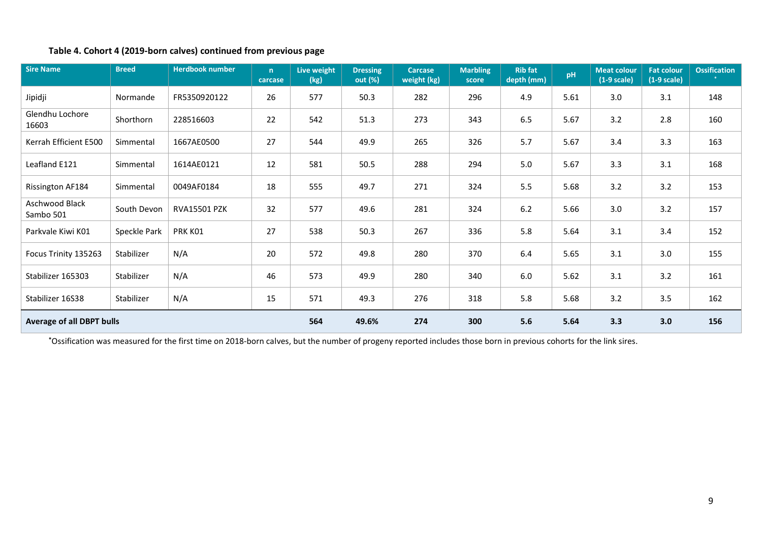**Table 4. Cohort 4 (2019-born calves) continued from previous page**

| Sire Name | Breed | Herdbook number | n carcase | Live weight (kg) | Dressing out (%) | Carcase weight (kg) | Marbling score | Rib fat depth (mm) | pH | Meat colour (1-9 scale) | Fat colour (1-9 scale) | Ossification * |
|---|---|---|---|---|---|---|---|---|---|---|---|---|
| Jipidji | Normande | FR5350920122 | 26 | 577 | 50.3 | 282 | 296 | 4.9 | 5.61 | 3.0 | 3.1 | 148 |
| Glendhu Lochore 16603 | Shorthorn | 228516603 | 22 | 542 | 51.3 | 273 | 343 | 6.5 | 5.67 | 3.2 | 2.8 | 160 |
| Kerrah Efficient E500 | Simmental | 1667AE0500 | 27 | 544 | 49.9 | 265 | 326 | 5.7 | 5.67 | 3.4 | 3.3 | 163 |
| Leafland E121 | Simmental | 1614AE0121 | 12 | 581 | 50.5 | 288 | 294 | 5.0 | 5.67 | 3.3 | 3.1 | 168 |
| Rissington AF184 | Simmental | 0049AF0184 | 18 | 555 | 49.7 | 271 | 324 | 5.5 | 5.68 | 3.2 | 3.2 | 153 |
| Aschwood Black Sambo 501 | South Devon | RVA15501 PZK | 32 | 577 | 49.6 | 281 | 324 | 6.2 | 5.66 | 3.0 | 3.2 | 157 |
| Parkvale Kiwi K01 | Speckle Park | PRK K01 | 27 | 538 | 50.3 | 267 | 336 | 5.8 | 5.64 | 3.1 | 3.4 | 152 |
| Focus Trinity 135263 | Stabilizer | N/A | 20 | 572 | 49.8 | 280 | 370 | 6.4 | 5.65 | 3.1 | 3.0 | 155 |
| Stabilizer 165303 | Stabilizer | N/A | 46 | 573 | 49.9 | 280 | 340 | 6.0 | 5.62 | 3.1 | 3.2 | 161 |
| Stabilizer 16S38 | Stabilizer | N/A | 15 | 571 | 49.3 | 276 | 318 | 5.8 | 5.68 | 3.2 | 3.5 | 162 |
| **Average of all DBPT bulls** | | | | **564** | **49.6%** | **274** | **300** | **5.6** | **5.64** | **3.3** | **3.0** | **156** |

*Ossification was measured for the first time on 2018-born calves, but the number of progeny reported includes those born in previous cohorts for the link sires.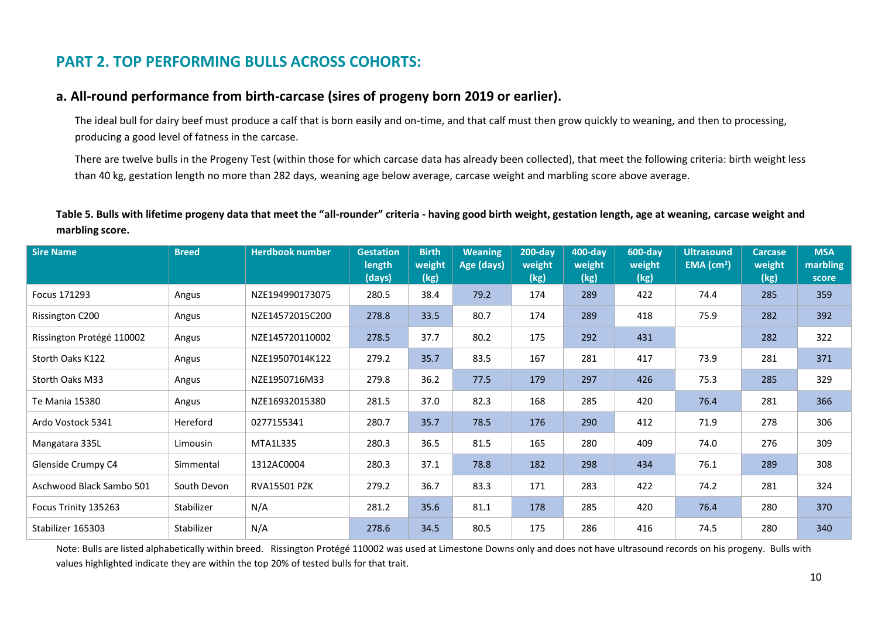## PART 2. TOP PERFORMING BULLS ACROSS COHORTS:

### a. All-round performance from birth-carcase (sires of progeny born 2019 or earlier).

The ideal bull for dairy beef must produce a calf that is born easily and on-time, and that calf must then grow quickly to weaning, and then to processing, producing a good level of fatness in the carcase.

There are twelve bulls in the Progeny Test (within those for which carcase data has already been collected), that meet the following criteria: birth weight less than 40 kg, gestation length no more than 282 days, weaning age below average, carcase weight and marbling score above average.

**Table 5. Bulls with lifetime progeny data that meet the "all-rounder" criteria - having good birth weight, gestation length, age at weaning, carcase weight and marbling score.**

| Sire Name | Breed | Herdbook number | Gestation length (days) | Birth weight (kg) | Weaning Age (days) | 200-day weight (kg) | 400-day weight (kg) | 600-day weight (kg) | Ultrasound EMA ($cm^2$) | Carcase weight (kg) | MSA marbling score |
|---|---|---|---|---|---|---|---|---|---|---|---|
| Focus 171293 | Angus | NZE194990173075 | 280.5 | 38.4 | 79.2 | 174 | 289 | 422 | 74.4 | 285 | 359 |
| Rissington C200 | Angus | NZE14572015C200 | 278.8 | 33.5 | 80.7 | 174 | 289 | 418 | 75.9 | 282 | 392 |
| Rissington Protégé 110002 | Angus | NZE145720110002 | 278.5 | 37.7 | 80.2 | 175 | 292 | 431 | | 282 | 322 |
| Storth Oaks K122 | Angus | NZE19507014K122 | 279.2 | 35.7 | 83.5 | 167 | 281 | 417 | 73.9 | 281 | 371 |
| Storth Oaks M33 | Angus | NZE1950716M33 | 279.8 | 36.2 | 77.5 | 179 | 297 | 426 | 75.3 | 285 | 329 |
| Te Mania 15380 | Angus | NZE16932015380 | 281.5 | 37.0 | 82.3 | 168 | 285 | 420 | 76.4 | 281 | 366 |
| Ardo Vostock 5341 | Hereford | 0277155341 | 280.7 | 35.7 | 78.5 | 176 | 290 | 412 | 71.9 | 278 | 306 |
| Mangatara 335L | Limousin | MTA1L335 | 280.3 | 36.5 | 81.5 | 165 | 280 | 409 | 74.0 | 276 | 309 |
| Glenside Crumpy C4 | Simmental | 1312AC0004 | 280.3 | 37.1 | 78.8 | 182 | 298 | 434 | 76.1 | 289 | 308 |
| Aschwood Black Sambo 501 | South Devon | RVA15501 PZK | 279.2 | 36.7 | 83.3 | 171 | 283 | 422 | 74.2 | 281 | 324 |
| Focus Trinity 135263 | Stabilizer | N/A | 281.2 | 35.6 | 81.1 | 178 | 285 | 420 | 76.4 | 280 | 370 |
| Stabilizer 165303 | Stabilizer | N/A | 278.6 | 34.5 | 80.5 | 175 | 286 | 416 | 74.5 | 280 | 340 |

Note: Bulls are listed alphabetically within breed. Rissington Protégé 110002 was used at Limestone Downs only and does not have ultrasound records on his progeny. Bulls with values highlighted indicate they are within the top 20% of tested bulls for that trait.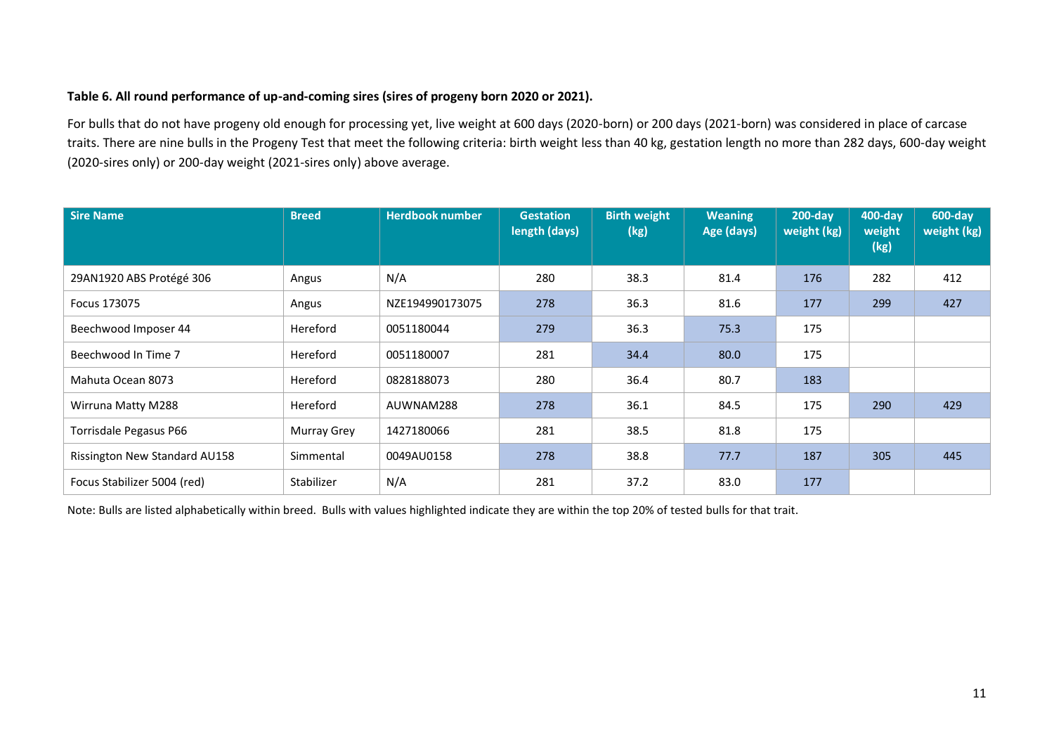**Table 6. All round performance of up-and-coming sires (sires of progeny born 2020 or 2021).**

For bulls that do not have progeny old enough for processing yet, live weight at 600 days (2020-born) or 200 days (2021-born) was considered in place of carcase traits. There are nine bulls in the Progeny Test that meet the following criteria: birth weight less than 40 kg, gestation length no more than 282 days, 600-day weight (2020-sires only) or 200-day weight (2021-sires only) above average.

| Sire Name | Breed | Herdbook number | Gestation length (days) | Birth weight (kg) | Weaning Age (days) | 200-day weight (kg) | 400-day weight (kg) | 600-day weight (kg) |
|---|---|---|---|---|---|---|---|---|
| 29AN1920 ABS Protégé 306 | Angus | N/A | 280 | 38.3 | 81.4 | 176 | 282 | 412 |
| Focus 173075 | Angus | NZE194990173075 | 278 | 36.3 | 81.6 | 177 | 299 | 427 |
| Beechwood Imposer 44 | Hereford | 0051180044 | 279 | 36.3 | 75.3 | 175 | | |
| Beechwood In Time 7 | Hereford | 0051180007 | 281 | 34.4 | 80.0 | 175 | | |
| Mahuta Ocean 8073 | Hereford | 0828188073 | 280 | 36.4 | 80.7 | 183 | | |
| Wirruna Matty M288 | Hereford | AUWNAM288 | 278 | 36.1 | 84.5 | 175 | 290 | 429 |
| Torrisdale Pegasus P66 | Murray Grey | 1427180066 | 281 | 38.5 | 81.8 | 175 | | |
| Rissington New Standard AU158 | Simmental | 0049AU0158 | 278 | 38.8 | 77.7 | 187 | 305 | 445 |
| Focus Stabilizer 5004 (red) | Stabilizer | N/A | 281 | 37.2 | 83.0 | 177 | | |

Note: Bulls are listed alphabetically within breed. Bulls with values highlighted indicate they are within the top 20% of tested bulls for that trait.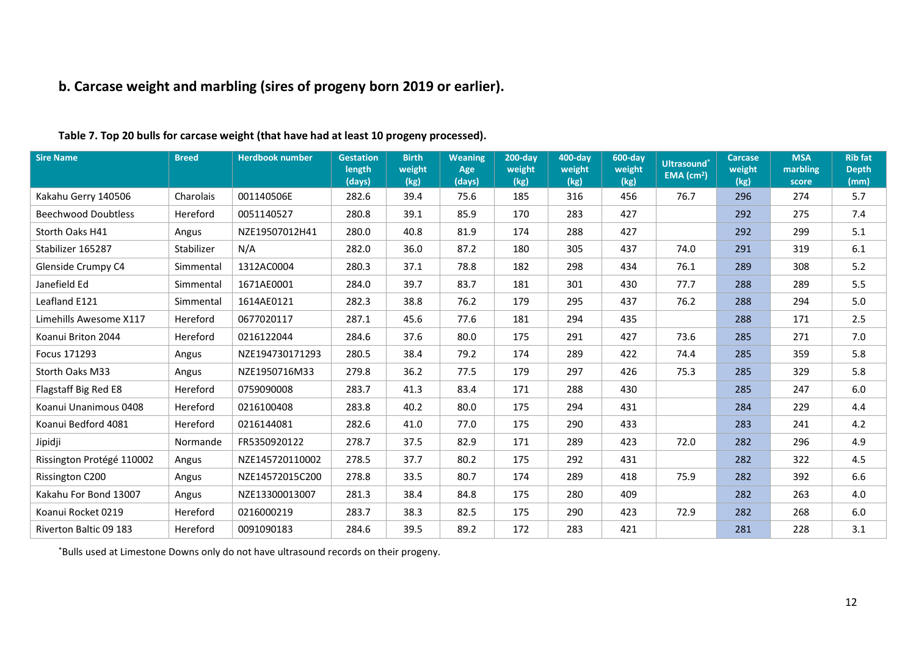## b. Carcase weight and marbling (sires of progeny born 2019 or earlier).

**Table 7. Top 20 bulls for carcase weight (that have had at least 10 progeny processed).**

| Sire Name | Breed | Herdbook number | Gestation length (days) | Birth weight (kg) | Weaning Age (days) | 200-day weight (kg) | 400-day weight (kg) | 600-day weight (kg) | Ultrasound[*] EMA ($cm^2$) | Carcase weight (kg) | MSA marbling score | Rib fat Depth (mm) |
|---|---|---|---|---|---|---|---|---|---|---|---|---|
| Kakahu Gerry 140506 | Charolais | 001140506E | 282.6 | 39.4 | 75.6 | 185 | 316 | 456 | 76.7 | 296 | 274 | 5.7 |
| Beechwood Doubtless | Hereford | 0051140527 | 280.8 | 39.1 | 85.9 | 170 | 283 | 427 | | 292 | 275 | 7.4 |
| Storth Oaks H41 | Angus | NZE19507012H41 | 280.0 | 40.8 | 81.9 | 174 | 288 | 427 | | 292 | 299 | 5.1 |
| Stabilizer 165287 | Stabilizer | N/A | 282.0 | 36.0 | 87.2 | 180 | 305 | 437 | 74.0 | 291 | 319 | 6.1 |
| Glenside Crumpy C4 | Simmental | 1312AC0004 | 280.3 | 37.1 | 78.8 | 182 | 298 | 434 | 76.1 | 289 | 308 | 5.2 |
| Janefield Ed | Simmental | 1671AE0001 | 284.0 | 39.7 | 83.7 | 181 | 301 | 430 | 77.7 | 288 | 289 | 5.5 |
| Leafland E121 | Simmental | 1614AE0121 | 282.3 | 38.8 | 76.2 | 179 | 295 | 437 | 76.2 | 288 | 294 | 5.0 |
| Limehills Awesome X117 | Hereford | 0677020117 | 287.1 | 45.6 | 77.6 | 181 | 294 | 435 | | 288 | 171 | 2.5 |
| Koanui Briton 2044 | Hereford | 0216122044 | 284.6 | 37.6 | 80.0 | 175 | 291 | 427 | 73.6 | 285 | 271 | 7.0 |
| Focus 171293 | Angus | NZE194730171293 | 280.5 | 38.4 | 79.2 | 174 | 289 | 422 | 74.4 | 285 | 359 | 5.8 |
| Storth Oaks M33 | Angus | NZE1950716M33 | 279.8 | 36.2 | 77.5 | 179 | 297 | 426 | 75.3 | 285 | 329 | 5.8 |
| Flagstaff Big Red E8 | Hereford | 0759090008 | 283.7 | 41.3 | 83.4 | 171 | 288 | 430 | | 285 | 247 | 6.0 |
| Koanui Unanimous 0408 | Hereford | 0216100408 | 283.8 | 40.2 | 80.0 | 175 | 294 | 431 | | 284 | 229 | 4.4 |
| Koanui Bedford 4081 | Hereford | 0216144081 | 282.6 | 41.0 | 77.0 | 175 | 290 | 433 | | 283 | 241 | 4.2 |
| Jipidji | Normande | FR5350920122 | 278.7 | 37.5 | 82.9 | 171 | 289 | 423 | 72.0 | 282 | 296 | 4.9 |
| Rissington Protégé 110002 | Angus | NZE145720110002 | 278.5 | 37.7 | 80.2 | 175 | 292 | 431 | | 282 | 322 | 4.5 |
| Rissington C200 | Angus | NZE14572015C200 | 278.8 | 33.5 | 80.7 | 174 | 289 | 418 | 75.9 | 282 | 392 | 6.6 |
| Kakahu For Bond 13007 | Angus | NZE13300013007 | 281.3 | 38.4 | 84.8 | 175 | 280 | 409 | | 282 | 263 | 4.0 |
| Koanui Rocket 0219 | Hereford | 0216000219 | 283.7 | 38.3 | 82.5 | 175 | 290 | 423 | 72.9 | 282 | 268 | 6.0 |
| Riverton Baltic 09 183 | Hereford | 0091090183 | 284.6 | 39.5 | 89.2 | 172 | 283 | 421 | | 281 | 228 | 3.1 |

[*]Bulls used at Limestone Downs only do not have ultrasound records on their progeny.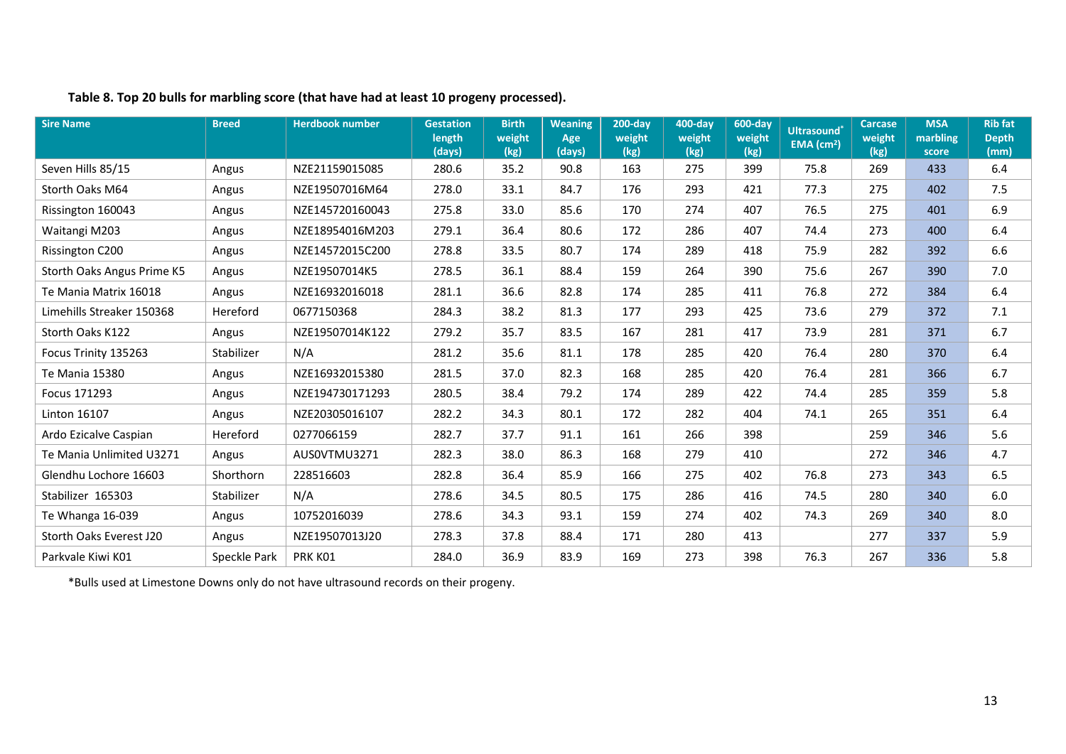**Table 8. Top 20 bulls for marbling score (that have had at least 10 progeny processed).**

| Sire Name | Breed | Herdbook number | Gestation length (days) | Birth weight (kg) | Weaning Age (days) | 200-day weight (kg) | 400-day weight (kg) | 600-day weight (kg) | Ultrasound* EMA ($cm^2$) | Carcase weight (kg) | MSA marbling score | Rib fat Depth (mm) |
|---|---|---|---|---|---|---|---|---|---|---|---|---|
| Seven Hills 85/15 | Angus | NZE21159015085 | 280.6 | 35.2 | 90.8 | 163 | 275 | 399 | 75.8 | 269 | 433 | 6.4 |
| Storth Oaks M64 | Angus | NZE19507016M64 | 278.0 | 33.1 | 84.7 | 176 | 293 | 421 | 77.3 | 275 | 402 | 7.5 |
| Rissington 160043 | Angus | NZE145720160043 | 275.8 | 33.0 | 85.6 | 170 | 274 | 407 | 76.5 | 275 | 401 | 6.9 |
| Waitangi M203 | Angus | NZE18954016M203 | 279.1 | 36.4 | 80.6 | 172 | 286 | 407 | 74.4 | 273 | 400 | 6.4 |
| Rissington C200 | Angus | NZE14572015C200 | 278.8 | 33.5 | 80.7 | 174 | 289 | 418 | 75.9 | 282 | 392 | 6.6 |
| Storth Oaks Angus Prime K5 | Angus | NZE19507014K5 | 278.5 | 36.1 | 88.4 | 159 | 264 | 390 | 75.6 | 267 | 390 | 7.0 |
| Te Mania Matrix 16018 | Angus | NZE16932016018 | 281.1 | 36.6 | 82.8 | 174 | 285 | 411 | 76.8 | 272 | 384 | 6.4 |
| Limehills Streaker 150368 | Hereford | 0677150368 | 284.3 | 38.2 | 81.3 | 177 | 293 | 425 | 73.6 | 279 | 372 | 7.1 |
| Storth Oaks K122 | Angus | NZE19507014K122 | 279.2 | 35.7 | 83.5 | 167 | 281 | 417 | 73.9 | 281 | 371 | 6.7 |
| Focus Trinity 135263 | Stabilizer | N/A | 281.2 | 35.6 | 81.1 | 178 | 285 | 420 | 76.4 | 280 | 370 | 6.4 |
| Te Mania 15380 | Angus | NZE16932015380 | 281.5 | 37.0 | 82.3 | 168 | 285 | 420 | 76.4 | 281 | 366 | 6.7 |
| Focus 171293 | Angus | NZE194730171293 | 280.5 | 38.4 | 79.2 | 174 | 289 | 422 | 74.4 | 285 | 359 | 5.8 |
| Linton 16107 | Angus | NZE20305016107 | 282.2 | 34.3 | 80.1 | 172 | 282 | 404 | 74.1 | 265 | 351 | 6.4 |
| Ardo Ezicalve Caspian | Hereford | 0277066159 | 282.7 | 37.7 | 91.1 | 161 | 266 | 398 | | 259 | 346 | 5.6 |
| Te Mania Unlimited U3271 | Angus | AUS0VTMU3271 | 282.3 | 38.0 | 86.3 | 168 | 279 | 410 | | 272 | 346 | 4.7 |
| Glendhu Lochore 16603 | Shorthorn | 228516603 | 282.8 | 36.4 | 85.9 | 166 | 275 | 402 | 76.8 | 273 | 343 | 6.5 |
| Stabilizer 165303 | Stabilizer | N/A | 278.6 | 34.5 | 80.5 | 175 | 286 | 416 | 74.5 | 280 | 340 | 6.0 |
| Te Whanga 16-039 | Angus | 10752016039 | 278.6 | 34.3 | 93.1 | 159 | 274 | 402 | 74.3 | 269 | 340 | 8.0 |
| Storth Oaks Everest J20 | Angus | NZE19507013J20 | 278.3 | 37.8 | 88.4 | 171 | 280 | 413 | | 277 | 337 | 5.9 |
| Parkvale Kiwi K01 | Speckle Park | PRK K01 | 284.0 | 36.9 | 83.9 | 169 | 273 | 398 | 76.3 | 267 | 336 | 5.8 |

*Bulls used at Limestone Downs only do not have ultrasound records on their progeny.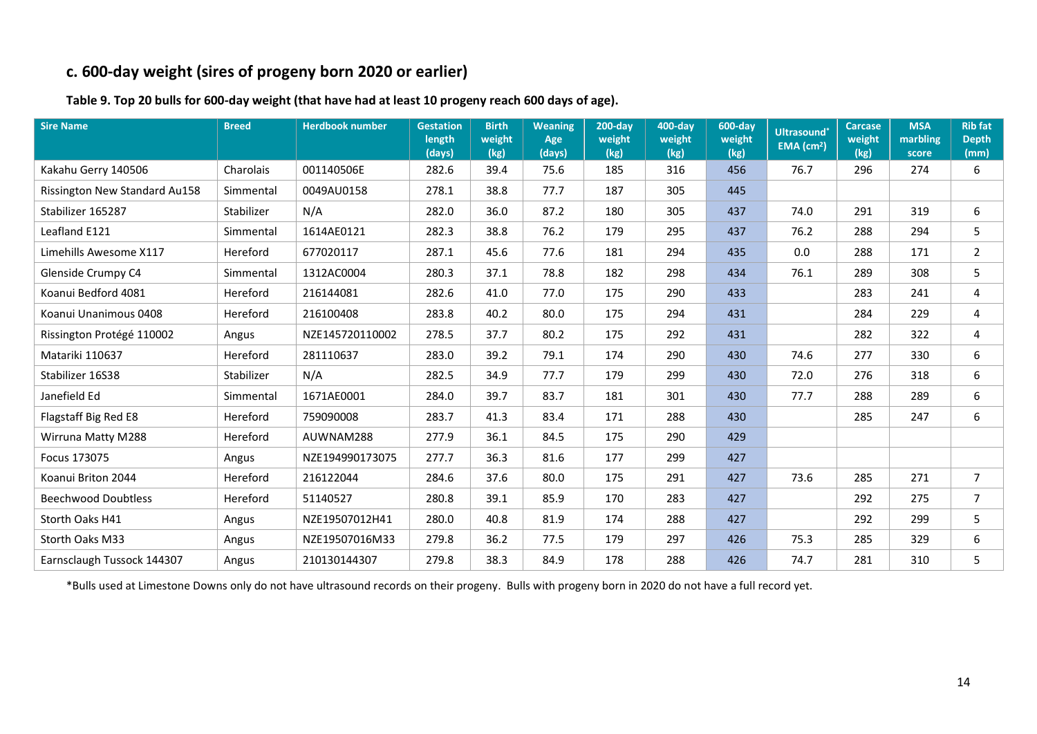## c. 600-day weight (sires of progeny born 2020 or earlier)

**Table 9. Top 20 bulls for 600-day weight (that have had at least 10 progeny reach 600 days of age).**

| Sire Name | Breed | Herdbook number | Gestation length (days) | Birth weight (kg) | Weaning Age (days) | 200-day weight (kg) | 400-day weight (kg) | 600-day weight (kg) | Ultrasound* EMA ($cm^2$) | Carcase weight (kg) | MSA marbling score | Rib fat Depth (mm) |
|---|---|---|---|---|---|---|---|---|---|---|---|---|
| Kakahu Gerry 140506 | Charolais | 001140506E | 282.6 | 39.4 | 75.6 | 185 | 316 | 456 | 76.7 | 296 | 274 | 6 |
| Rissington New Standard Au158 | Simmental | 0049AU0158 | 278.1 | 38.8 | 77.7 | 187 | 305 | 445 | | | | |
| Stabilizer 165287 | Stabilizer | N/A | 282.0 | 36.0 | 87.2 | 180 | 305 | 437 | 74.0 | 291 | 319 | 6 |
| Leafland E121 | Simmental | 1614AE0121 | 282.3 | 38.8 | 76.2 | 179 | 295 | 437 | 76.2 | 288 | 294 | 5 |
| Limehills Awesome X117 | Hereford | 677020117 | 287.1 | 45.6 | 77.6 | 181 | 294 | 435 | 0.0 | 288 | 171 | 2 |
| Glenside Crumpy C4 | Simmental | 1312AC0004 | 280.3 | 37.1 | 78.8 | 182 | 298 | 434 | 76.1 | 289 | 308 | 5 |
| Koanui Bedford 4081 | Hereford | 216144081 | 282.6 | 41.0 | 77.0 | 175 | 290 | 433 | | 283 | 241 | 4 |
| Koanui Unanimous 0408 | Hereford | 216100408 | 283.8 | 40.2 | 80.0 | 175 | 294 | 431 | | 284 | 229 | 4 |
| Rissington Protégé 110002 | Angus | NZE145720110002 | 278.5 | 37.7 | 80.2 | 175 | 292 | 431 | | 282 | 322 | 4 |
| Matariki 110637 | Hereford | 281110637 | 283.0 | 39.2 | 79.1 | 174 | 290 | 430 | 74.6 | 277 | 330 | 6 |
| Stabilizer 16S38 | Stabilizer | N/A | 282.5 | 34.9 | 77.7 | 179 | 299 | 430 | 72.0 | 276 | 318 | 6 |
| Janefield Ed | Simmental | 1671AE0001 | 284.0 | 39.7 | 83.7 | 181 | 301 | 430 | 77.7 | 288 | 289 | 6 |
| Flagstaff Big Red E8 | Hereford | 759090008 | 283.7 | 41.3 | 83.4 | 171 | 288 | 430 | | 285 | 247 | 6 |
| Wirruna Matty M288 | Hereford | AUWNAM288 | 277.9 | 36.1 | 84.5 | 175 | 290 | 429 | | | | |
| Focus 173075 | Angus | NZE194990173075 | 277.7 | 36.3 | 81.6 | 177 | 299 | 427 | | | | |
| Koanui Briton 2044 | Hereford | 216122044 | 284.6 | 37.6 | 80.0 | 175 | 291 | 427 | 73.6 | 285 | 271 | 7 |
| Beechwood Doubtless | Hereford | 51140527 | 280.8 | 39.1 | 85.9 | 170 | 283 | 427 | | 292 | 275 | 7 |
| Storth Oaks H41 | Angus | NZE19507012H41 | 280.0 | 40.8 | 81.9 | 174 | 288 | 427 | | 292 | 299 | 5 |
| Storth Oaks M33 | Angus | NZE19507016M33 | 279.8 | 36.2 | 77.5 | 179 | 297 | 426 | 75.3 | 285 | 329 | 6 |
| Earnsclaugh Tussock 144307 | Angus | 210130144307 | 279.8 | 38.3 | 84.9 | 178 | 288 | 426 | 74.7 | 281 | 310 | 5 |

*Bulls used at Limestone Downs only do not have ultrasound records on their progeny. Bulls with progeny born in 2020 do not have a full record yet.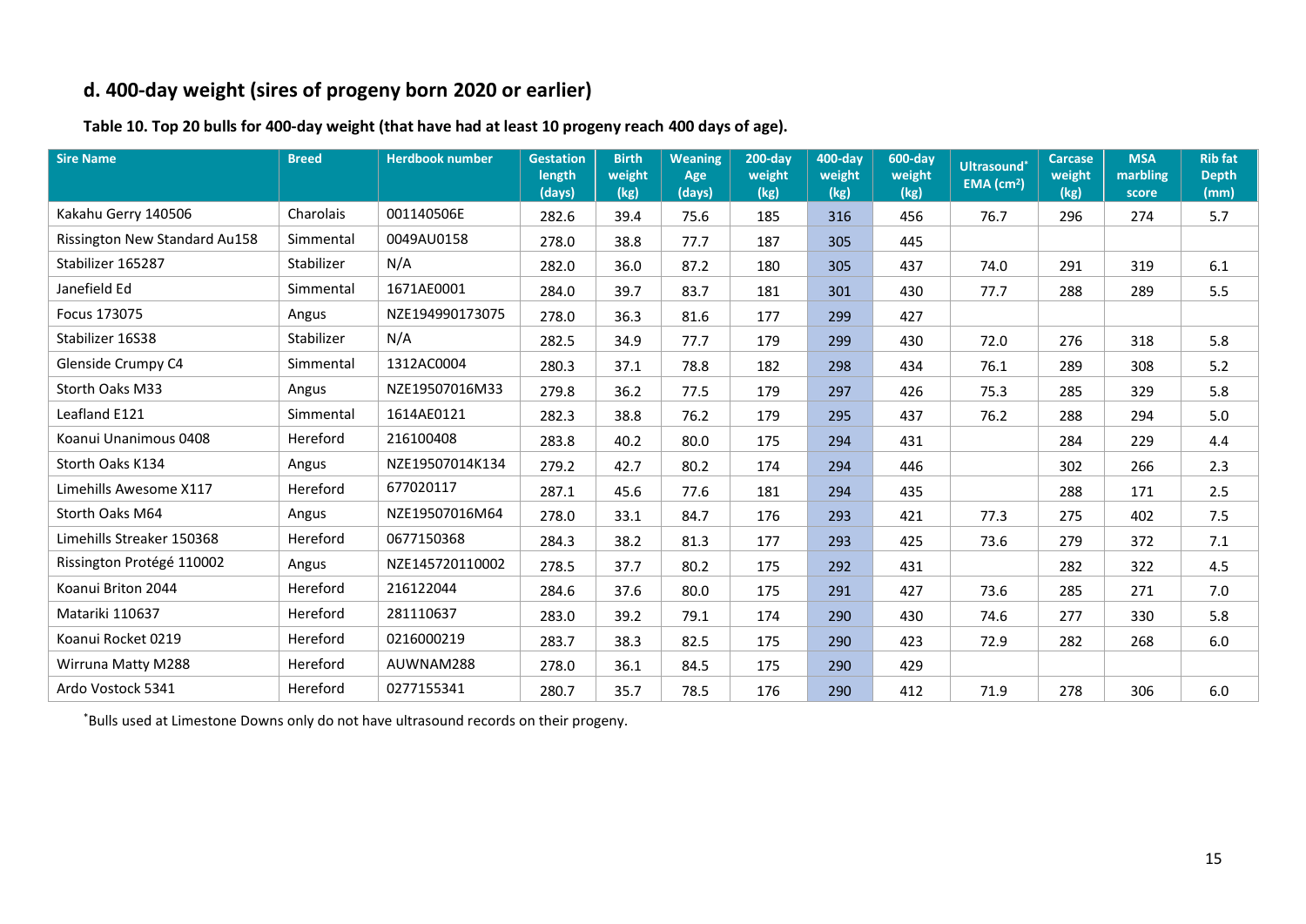## d. 400-day weight (sires of progeny born 2020 or earlier)

**Table 10. Top 20 bulls for 400-day weight (that have had at least 10 progeny reach 400 days of age).**

| Sire Name | Breed | Herdbook number | Gestation length (days) | Birth weight (kg) | Weaning Age (days) | 200-day weight (kg) | 400-day weight (kg) | 600-day weight (kg) | Ultrasound* EMA (cm²) | Carcase weight (kg) | MSA marbling score | Rib fat Depth (mm) |
|---|---|---|---|---|---|---|---|---|---|---|---|---|
| Kakahu Gerry 140506 | Charolais | 001140506E | 282.6 | 39.4 | 75.6 | 185 | 316 | 456 | 76.7 | 296 | 274 | 5.7 |
| Rissington New Standard Au158 | Simmental | 0049AU0158 | 278.0 | 38.8 | 77.7 | 187 | 305 | 445 | | | | |
| Stabilizer 165287 | Stabilizer | N/A | 282.0 | 36.0 | 87.2 | 180 | 305 | 437 | 74.0 | 291 | 319 | 6.1 |
| Janefield Ed | Simmental | 1671AE0001 | 284.0 | 39.7 | 83.7 | 181 | 301 | 430 | 77.7 | 288 | 289 | 5.5 |
| Focus 173075 | Angus | NZE194990173075 | 278.0 | 36.3 | 81.6 | 177 | 299 | 427 | | | | |
| Stabilizer 16S38 | Stabilizer | N/A | 282.5 | 34.9 | 77.7 | 179 | 299 | 430 | 72.0 | 276 | 318 | 5.8 |
| Glenside Crumpy C4 | Simmental | 1312AC0004 | 280.3 | 37.1 | 78.8 | 182 | 298 | 434 | 76.1 | 289 | 308 | 5.2 |
| Storth Oaks M33 | Angus | NZE19507016M33 | 279.8 | 36.2 | 77.5 | 179 | 297 | 426 | 75.3 | 285 | 329 | 5.8 |
| Leafland E121 | Simmental | 1614AE0121 | 282.3 | 38.8 | 76.2 | 179 | 295 | 437 | 76.2 | 288 | 294 | 5.0 |
| Koanui Unanimous 0408 | Hereford | 216100408 | 283.8 | 40.2 | 80.0 | 175 | 294 | 431 | | 284 | 229 | 4.4 |
| Storth Oaks K134 | Angus | NZE19507014K134 | 279.2 | 42.7 | 80.2 | 174 | 294 | 446 | | 302 | 266 | 2.3 |
| Limehills Awesome X117 | Hereford | 677020117 | 287.1 | 45.6 | 77.6 | 181 | 294 | 435 | | 288 | 171 | 2.5 |
| Storth Oaks M64 | Angus | NZE19507016M64 | 278.0 | 33.1 | 84.7 | 176 | 293 | 421 | 77.3 | 275 | 402 | 7.5 |
| Limehills Streaker 150368 | Hereford | 0677150368 | 284.3 | 38.2 | 81.3 | 177 | 293 | 425 | 73.6 | 279 | 372 | 7.1 |
| Rissington Protégé 110002 | Angus | NZE145720110002 | 278.5 | 37.7 | 80.2 | 175 | 292 | 431 | | 282 | 322 | 4.5 |
| Koanui Briton 2044 | Hereford | 216122044 | 284.6 | 37.6 | 80.0 | 175 | 291 | 427 | 73.6 | 285 | 271 | 7.0 |
| Matariki 110637 | Hereford | 281110637 | 283.0 | 39.2 | 79.1 | 174 | 290 | 430 | 74.6 | 277 | 330 | 5.8 |
| Koanui Rocket 0219 | Hereford | 0216000219 | 283.7 | 38.3 | 82.5 | 175 | 290 | 423 | 72.9 | 282 | 268 | 6.0 |
| Wirruna Matty M288 | Hereford | AUWNAM288 | 278.0 | 36.1 | 84.5 | 175 | 290 | 429 | | | | |
| Ardo Vostock 5341 | Hereford | 0277155341 | 280.7 | 35.7 | 78.5 | 176 | 290 | 412 | 71.9 | 278 | 306 | 6.0 |

*Bulls used at Limestone Downs only do not have ultrasound records on their progeny.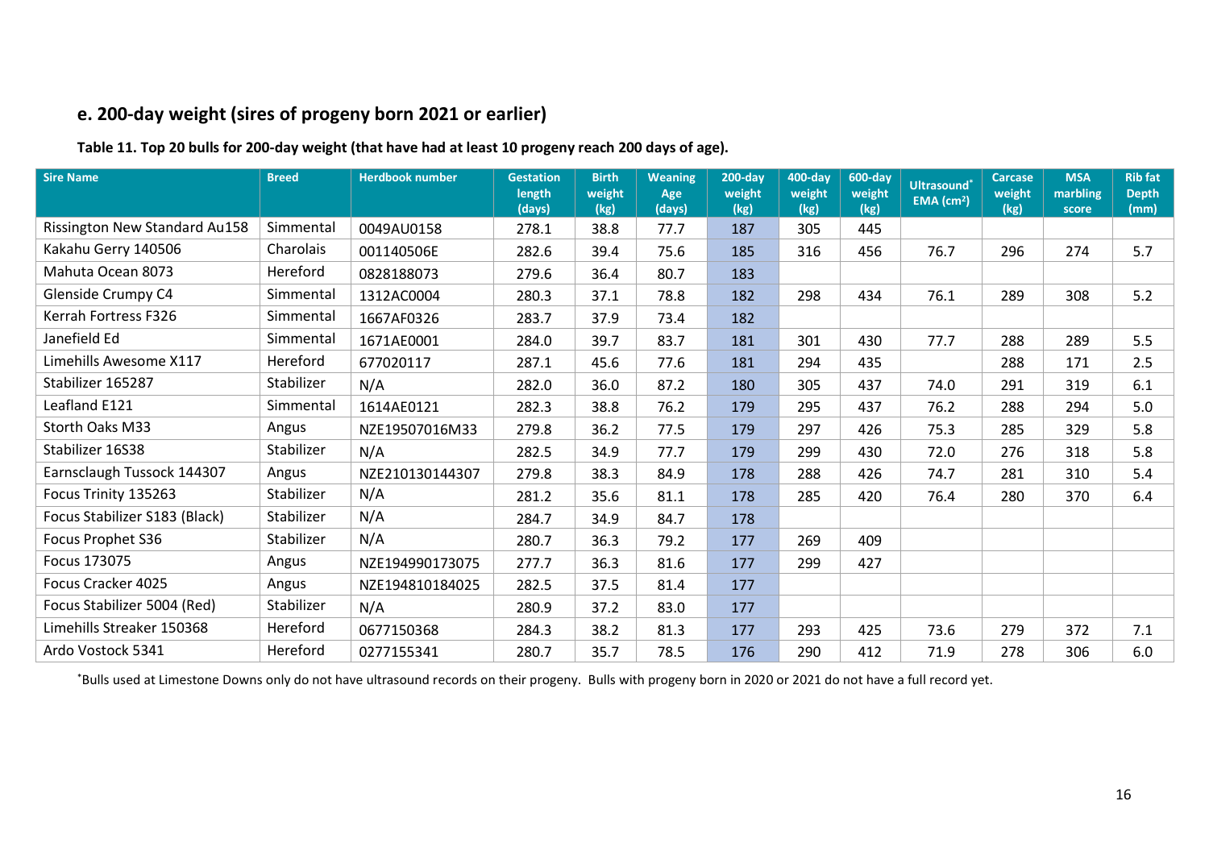## e. 200-day weight (sires of progeny born 2021 or earlier)

**Table 11. Top 20 bulls for 200-day weight (that have had at least 10 progeny reach 200 days of age).**

| Sire Name | Breed | Herdbook number | Gestation length (days) | Birth weight (kg) | Weaning Age (days) | 200-day weight (kg) | 400-day weight (kg) | 600-day weight (kg) | Ultrasound* EMA (cm²) | Carcase weight (kg) | MSA marbling score | Rib fat Depth (mm) |
|---|---|---|---|---|---|---|---|---|---|---|---|---|
| Rissington New Standard Au158 | Simmental | 0049AU0158 | 278.1 | 38.8 | 77.7 | 187 | 305 | 445 | | | | |
| Kakahu Gerry 140506 | Charolais | 001140506E | 282.6 | 39.4 | 75.6 | 185 | 316 | 456 | 76.7 | 296 | 274 | 5.7 |
| Mahuta Ocean 8073 | Hereford | 0828188073 | 279.6 | 36.4 | 80.7 | 183 | | | | | | |
| Glenside Crumpy C4 | Simmental | 1312AC0004 | 280.3 | 37.1 | 78.8 | 182 | 298 | 434 | 76.1 | 289 | 308 | 5.2 |
| Kerrah Fortress F326 | Simmental | 1667AF0326 | 283.7 | 37.9 | 73.4 | 182 | | | | | | |
| Janefield Ed | Simmental | 1671AE0001 | 284.0 | 39.7 | 83.7 | 181 | 301 | 430 | 77.7 | 288 | 289 | 5.5 |
| Limehills Awesome X117 | Hereford | 677020117 | 287.1 | 45.6 | 77.6 | 181 | 294 | 435 | | 288 | 171 | 2.5 |
| Stabilizer 165287 | Stabilizer | N/A | 282.0 | 36.0 | 87.2 | 180 | 305 | 437 | 74.0 | 291 | 319 | 6.1 |
| Leafland E121 | Simmental | 1614AE0121 | 282.3 | 38.8 | 76.2 | 179 | 295 | 437 | 76.2 | 288 | 294 | 5.0 |
| Storth Oaks M33 | Angus | NZE19507016M33 | 279.8 | 36.2 | 77.5 | 179 | 297 | 426 | 75.3 | 285 | 329 | 5.8 |
| Stabilizer 16S38 | Stabilizer | N/A | 282.5 | 34.9 | 77.7 | 179 | 299 | 430 | 72.0 | 276 | 318 | 5.8 |
| Earnsclaugh Tussock 144307 | Angus | NZE210130144307 | 279.8 | 38.3 | 84.9 | 178 | 288 | 426 | 74.7 | 281 | 310 | 5.4 |
| Focus Trinity 135263 | Stabilizer | N/A | 281.2 | 35.6 | 81.1 | 178 | 285 | 420 | 76.4 | 280 | 370 | 6.4 |
| Focus Stabilizer S183 (Black) | Stabilizer | N/A | 284.7 | 34.9 | 84.7 | 178 | | | | | | |
| Focus Prophet S36 | Stabilizer | N/A | 280.7 | 36.3 | 79.2 | 177 | 269 | 409 | | | | |
| Focus 173075 | Angus | NZE194990173075 | 277.7 | 36.3 | 81.6 | 177 | 299 | 427 | | | | |
| Focus Cracker 4025 | Angus | NZE194810184025 | 282.5 | 37.5 | 81.4 | 177 | | | | | | |
| Focus Stabilizer 5004 (Red) | Stabilizer | N/A | 280.9 | 37.2 | 83.0 | 177 | | | | | | |
| Limehills Streaker 150368 | Hereford | 0677150368 | 284.3 | 38.2 | 81.3 | 177 | 293 | 425 | 73.6 | 279 | 372 | 7.1 |
| Ardo Vostock 5341 | Hereford | 0277155341 | 280.7 | 35.7 | 78.5 | 176 | 290 | 412 | 71.9 | 278 | 306 | 6.0 |

*Bulls used at Limestone Downs only do not have ultrasound records on their progeny. Bulls with progeny born in 2020 or 2021 do not have a full record yet.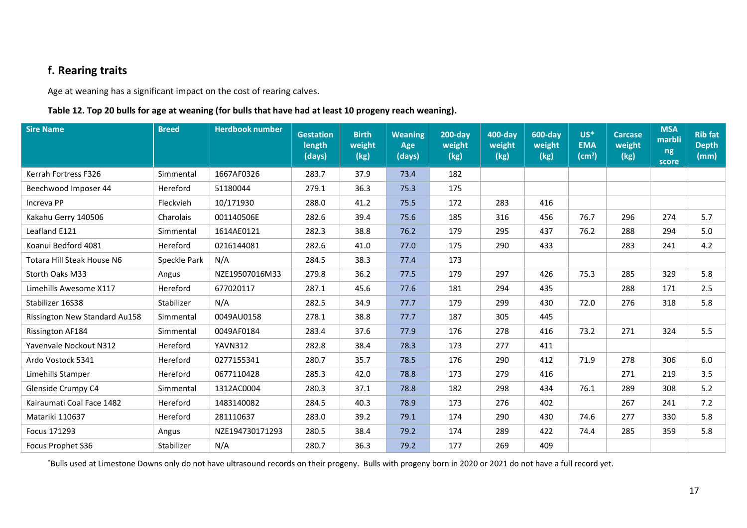## f. Rearing traits

Age at weaning has a significant impact on the cost of rearing calves.

**Table 12. Top 20 bulls for age at weaning (for bulls that have had at least 10 progeny reach weaning).**

| Sire Name | Breed | Herdbook number | Gestation length (days) | Birth weight (kg) | Weaning Age (days) | 200-day weight (kg) | 400-day weight (kg) | 600-day weight (kg) | US* EMA (cm²) | Carcase weight (kg) | MSA marbling score | Rib fat Depth (mm) |
|---|---|---|---|---|---|---|---|---|---|---|---|---|
| Kerrah Fortress F326 | Simmental | 1667AF0326 | 283.7 | 37.9 | 73.4 | 182 | | | | | | |
| Beechwood Imposer 44 | Hereford | 51180044 | 279.1 | 36.3 | 75.3 | 175 | | | | | | |
| Increva PP | Fleckvieh | 10/171930 | 288.0 | 41.2 | 75.5 | 172 | 283 | 416 | | | | |
| Kakahu Gerry 140506 | Charolais | 001140506E | 282.6 | 39.4 | 75.6 | 185 | 316 | 456 | 76.7 | 296 | 274 | 5.7 |
| Leafland E121 | Simmental | 1614AE0121 | 282.3 | 38.8 | 76.2 | 179 | 295 | 437 | 76.2 | 288 | 294 | 5.0 |
| Koanui Bedford 4081 | Hereford | 0216144081 | 282.6 | 41.0 | 77.0 | 175 | 290 | 433 | | 283 | 241 | 4.2 |
| Totara Hill Steak House N6 | Speckle Park | N/A | 284.5 | 38.3 | 77.4 | 173 | | | | | | |
| Storth Oaks M33 | Angus | NZE19507016M33 | 279.8 | 36.2 | 77.5 | 179 | 297 | 426 | 75.3 | 285 | 329 | 5.8 |
| Limehills Awesome X117 | Hereford | 677020117 | 287.1 | 45.6 | 77.6 | 181 | 294 | 435 | | 288 | 171 | 2.5 |
| Stabilizer 16S38 | Stabilizer | N/A | 282.5 | 34.9 | 77.7 | 179 | 299 | 430 | 72.0 | 276 | 318 | 5.8 |
| Rissington New Standard Au158 | Simmental | 0049AU0158 | 278.1 | 38.8 | 77.7 | 187 | 305 | 445 | | | | |
| Rissington AF184 | Simmental | 0049AF0184 | 283.4 | 37.6 | 77.9 | 176 | 278 | 416 | 73.2 | 271 | 324 | 5.5 |
| Yavenvale Nockout N312 | Hereford | YAVN312 | 282.8 | 38.4 | 78.3 | 173 | 277 | 411 | | | | |
| Ardo Vostock 5341 | Hereford | 0277155341 | 280.7 | 35.7 | 78.5 | 176 | 290 | 412 | 71.9 | 278 | 306 | 6.0 |
| Limehills Stamper | Hereford | 0677110428 | 285.3 | 42.0 | 78.8 | 173 | 279 | 416 | | 271 | 219 | 3.5 |
| Glenside Crumpy C4 | Simmental | 1312AC0004 | 280.3 | 37.1 | 78.8 | 182 | 298 | 434 | 76.1 | 289 | 308 | 5.2 |
| Kairaumati Coal Face 1482 | Hereford | 1483140082 | 284.5 | 40.3 | 78.9 | 173 | 276 | 402 | | 267 | 241 | 7.2 |
| Matariki 110637 | Hereford | 281110637 | 283.0 | 39.2 | 79.1 | 174 | 290 | 430 | 74.6 | 277 | 330 | 5.8 |
| Focus 171293 | Angus | NZE194730171293 | 280.5 | 38.4 | 79.2 | 174 | 289 | 422 | 74.4 | 285 | 359 | 5.8 |
| Focus Prophet S36 | Stabilizer | N/A | 280.7 | 36.3 | 79.2 | 177 | 269 | 409 | | | | |

*Bulls used at Limestone Downs only do not have ultrasound records on their progeny. Bulls with progeny born in 2020 or 2021 do not have a full record yet.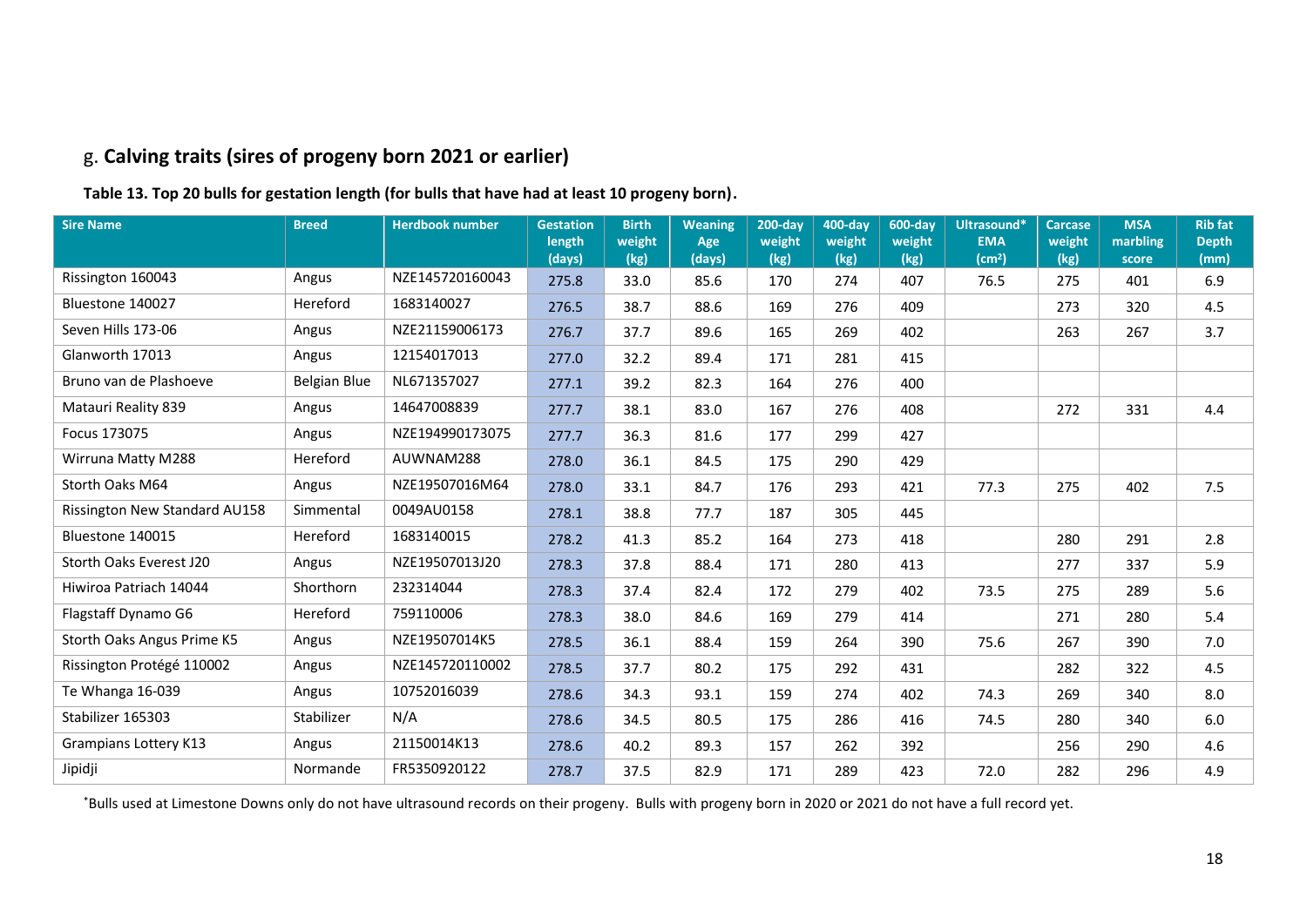## g. **Calving traits (sires of progeny born 2021 or earlier)**

**Table 13. Top 20 bulls for gestation length (for bulls that have had at least 10 progeny born).**

| Sire Name | Breed | Herdbook number | Gestation length (days) | Birth weight (kg) | Weaning Age (days) | 200-day weight (kg) | 400-day weight (kg) | 600-day weight (kg) | Ultrasound* EMA ($cm^2$) | Carcase weight (kg) | MSA marbling score | Rib fat Depth (mm) |
|---|---|---|---|---|---|---|---|---|---|---|---|---|
| Rissington 160043 | Angus | NZE145720160043 | 275.8 | 33.0 | 85.6 | 170 | 274 | 407 | 76.5 | 275 | 401 | 6.9 |
| Bluestone 140027 | Hereford | 1683140027 | 276.5 | 38.7 | 88.6 | 169 | 276 | 409 | | 273 | 320 | 4.5 |
| Seven Hills 173-06 | Angus | NZE21159006173 | 276.7 | 37.7 | 89.6 | 165 | 269 | 402 | | 263 | 267 | 3.7 |
| Glanworth 17013 | Angus | 12154017013 | 277.0 | 32.2 | 89.4 | 171 | 281 | 415 | | | | |
| Bruno van de Plashoeve | Belgian Blue | NL671357027 | 277.1 | 39.2 | 82.3 | 164 | 276 | 400 | | | | |
| Matauri Reality 839 | Angus | 14647008839 | 277.7 | 38.1 | 83.0 | 167 | 276 | 408 | | 272 | 331 | 4.4 |
| Focus 173075 | Angus | NZE194990173075 | 277.7 | 36.3 | 81.6 | 177 | 299 | 427 | | | | |
| Wirruna Matty M288 | Hereford | AUWNAM288 | 278.0 | 36.1 | 84.5 | 175 | 290 | 429 | | | | |
| Storth Oaks M64 | Angus | NZE19507016M64 | 278.0 | 33.1 | 84.7 | 176 | 293 | 421 | 77.3 | 275 | 402 | 7.5 |
| Rissington New Standard AU158 | Simmental | 0049AU0158 | 278.1 | 38.8 | 77.7 | 187 | 305 | 445 | | | | |
| Bluestone 140015 | Hereford | 1683140015 | 278.2 | 41.3 | 85.2 | 164 | 273 | 418 | | 280 | 291 | 2.8 |
| Storth Oaks Everest J20 | Angus | NZE19507013J20 | 278.3 | 37.8 | 88.4 | 171 | 280 | 413 | | 277 | 337 | 5.9 |
| Hiwiroa Patriach 14044 | Shorthorn | 232314044 | 278.3 | 37.4 | 82.4 | 172 | 279 | 402 | 73.5 | 275 | 289 | 5.6 |
| Flagstaff Dynamo G6 | Hereford | 759110006 | 278.3 | 38.0 | 84.6 | 169 | 279 | 414 | | 271 | 280 | 5.4 |
| Storth Oaks Angus Prime K5 | Angus | NZE19507014K5 | 278.5 | 36.1 | 88.4 | 159 | 264 | 390 | 75.6 | 267 | 390 | 7.0 |
| Rissington Protégé 110002 | Angus | NZE145720110002 | 278.5 | 37.7 | 80.2 | 175 | 292 | 431 | | 282 | 322 | 4.5 |
| Te Whanga 16-039 | Angus | 10752016039 | 278.6 | 34.3 | 93.1 | 159 | 274 | 402 | 74.3 | 269 | 340 | 8.0 |
| Stabilizer 165303 | Stabilizer | N/A | 278.6 | 34.5 | 80.5 | 175 | 286 | 416 | 74.5 | 280 | 340 | 6.0 |
| Grampians Lottery K13 | Angus | 21150014K13 | 278.6 | 40.2 | 89.3 | 157 | 262 | 392 | | 256 | 290 | 4.6 |
| Jipidji | Normande | FR5350920122 | 278.7 | 37.5 | 82.9 | 171 | 289 | 423 | 72.0 | 282 | 296 | 4.9 |

*Bulls used at Limestone Downs only do not have ultrasound records on their progeny. Bulls with progeny born in 2020 or 2021 do not have a full record yet.